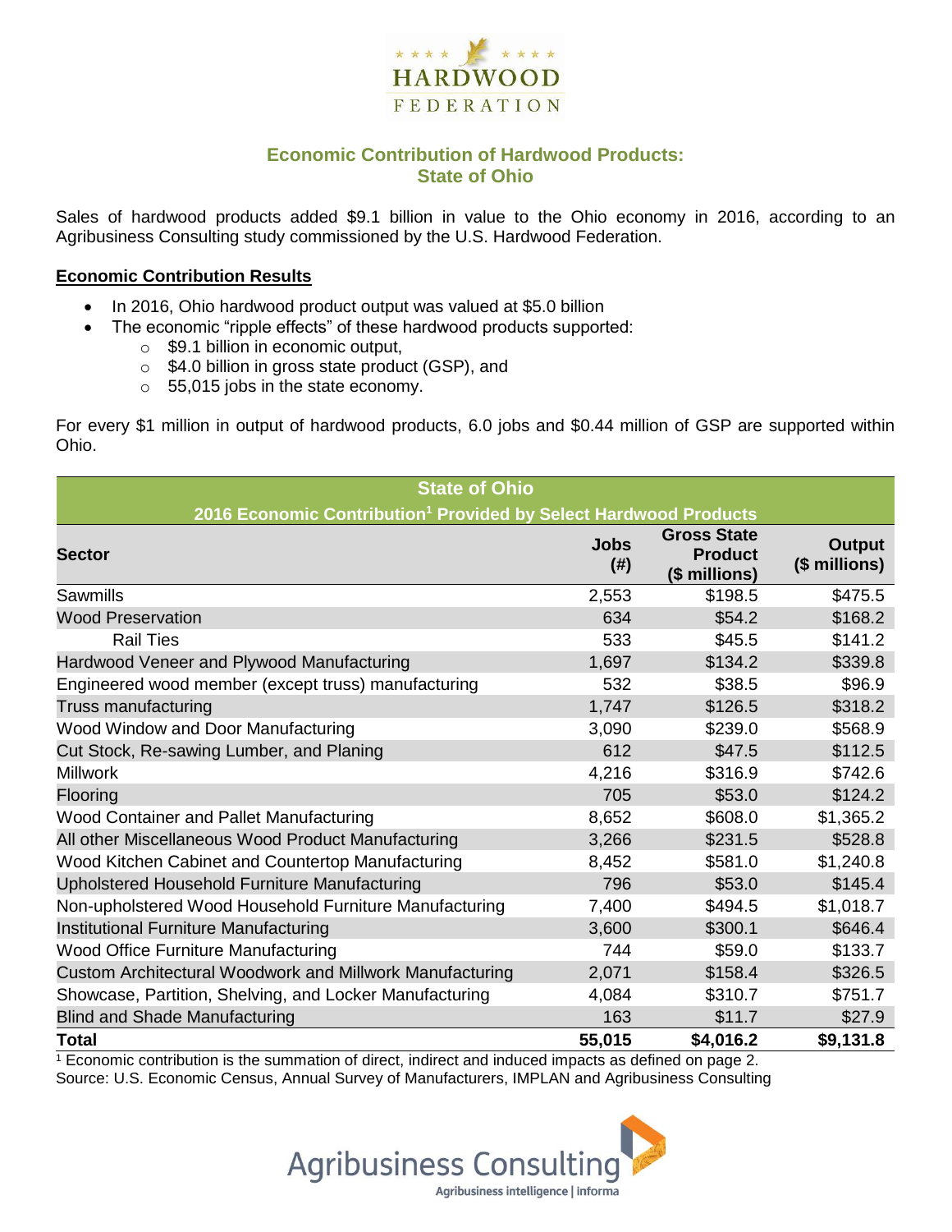HARDWOOD FEDERATION

## Economic Contribution of Hardwood Products: State of Ohio

Sales of hardwood products added $9.1 billion in value to the Ohio economy in 2016, according to an Agribusiness Consulting study commissioned by the U.S. Hardwood Federation.

**Economic Contribution Results**

- In 2016, Ohio hardwood product output was valued at $5.0 billion
- The economic "ripple effects" of these hardwood products supported:
  - $9.1 billion in economic output,
  - $4.0 billion in gross state product (GSP), and
  - 55,015 jobs in the state economy.

For every $1 million in output of hardwood products, 6.0 jobs and $0.44 million of GSP are supported within Ohio.

**State of Ohio**
**2016 Economic Contribution[1] Provided by Select Hardwood Products**

| Sector | Jobs (#) | Gross State Product ($ millions) | Output ($ millions) |
|---|---|---|---|
| Sawmills | 2,553 | $198.5 | $475.5 |
| Wood Preservation | 634 | $54.2 | $168.2 |
| Rail Ties | 533 | $45.5 | $141.2 |
| Hardwood Veneer and Plywood Manufacturing | 1,697 | $134.2 | $339.8 |
| Engineered wood member (except truss) manufacturing | 532 | $38.5 | $96.9 |
| Truss manufacturing | 1,747 | $126.5 | $318.2 |
| Wood Window and Door Manufacturing | 3,090 | $239.0 | $568.9 |
| Cut Stock, Re-sawing Lumber, and Planing | 612 | $47.5 | $112.5 |
| Millwork | 4,216 | $316.9 | $742.6 |
| Flooring | 705 | $53.0 | $124.2 |
| Wood Container and Pallet Manufacturing | 8,652 | $608.0 | $1,365.2 |
| All other Miscellaneous Wood Product Manufacturing | 3,266 | $231.5 | $528.8 |
| Wood Kitchen Cabinet and Countertop Manufacturing | 8,452 | $581.0 | $1,240.8 |
| Upholstered Household Furniture Manufacturing | 796 | $53.0 | $145.4 |
| Non-upholstered Wood Household Furniture Manufacturing | 7,400 | $494.5 | $1,018.7 |
| Institutional Furniture Manufacturing | 3,600 | $300.1 | $646.4 |
| Wood Office Furniture Manufacturing | 744 | $59.0 | $133.7 |
| Custom Architectural Woodwork and Millwork Manufacturing | 2,071 | $158.4 | $326.5 |
| Showcase, Partition, Shelving, and Locker Manufacturing | 4,084 | $310.7 | $751.7 |
| Blind and Shade Manufacturing | 163 | $11.7 | $27.9 |
| **Total** | **55,015** | **$4,016.2** | **$9,131.8** |

[1] Economic contribution is the summation of direct, indirect and induced impacts as defined on page 2.

Source: U.S. Economic Census, Annual Survey of Manufacturers, IMPLAN and Agribusiness Consulting

Agribusiness Consulting
Agribusiness intelligence | informa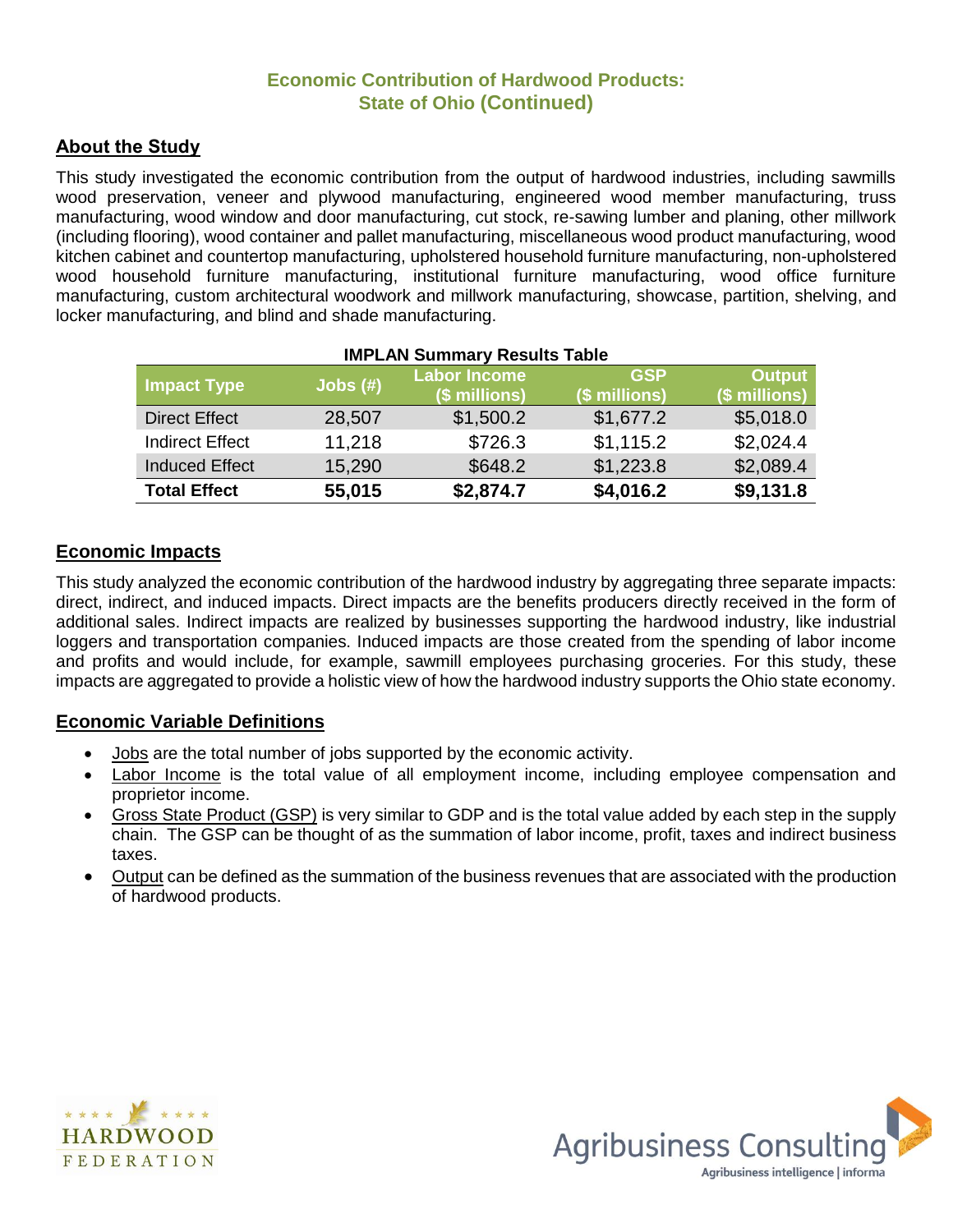# Economic Contribution of Hardwood Products: State of Ohio (Continued)

## About the Study

This study investigated the economic contribution from the output of hardwood industries, including sawmills wood preservation, veneer and plywood manufacturing, engineered wood member manufacturing, truss manufacturing, wood window and door manufacturing, cut stock, re-sawing lumber and planing, other millwork (including flooring), wood container and pallet manufacturing, miscellaneous wood product manufacturing, wood kitchen cabinet and countertop manufacturing, upholstered household furniture manufacturing, non-upholstered wood household furniture manufacturing, institutional furniture manufacturing, wood office furniture manufacturing, custom architectural woodwork and millwork manufacturing, showcase, partition, shelving, and locker manufacturing, and blind and shade manufacturing.

**IMPLAN Summary Results Table**

| Impact Type | Jobs (#) | Labor Income ($ millions) | GSP ($ millions) | Output ($ millions) |
|---|---|---|---|---|
| Direct Effect | 28,507 | $1,500.2 | $1,677.2 | $5,018.0 |
| Indirect Effect | 11,218 | $726.3 | $1,115.2 | $2,024.4 |
| Induced Effect | 15,290 | $648.2 | $1,223.8 | $2,089.4 |
| **Total Effect** | **55,015** | **$2,874.7** | **$4,016.2** | **$9,131.8** |

## Economic Impacts

This study analyzed the economic contribution of the hardwood industry by aggregating three separate impacts: direct, indirect, and induced impacts. Direct impacts are the benefits producers directly received in the form of additional sales. Indirect impacts are realized by businesses supporting the hardwood industry, like industrial loggers and transportation companies. Induced impacts are those created from the spending of labor income and profits and would include, for example, sawmill employees purchasing groceries. For this study, these impacts are aggregated to provide a holistic view of how the hardwood industry supports the Ohio state economy.

## Economic Variable Definitions

- Jobs are the total number of jobs supported by the economic activity.
- Labor Income is the total value of all employment income, including employee compensation and proprietor income.
- Gross State Product (GSP) is very similar to GDP and is the total value added by each step in the supply chain. The GSP can be thought of as the summation of labor income, profit, taxes and indirect business taxes.
- Output can be defined as the summation of the business revenues that are associated with the production of hardwood products.

HARDWOOD FEDERATION

Agribusiness Consulting
Agribusiness intelligence | informa